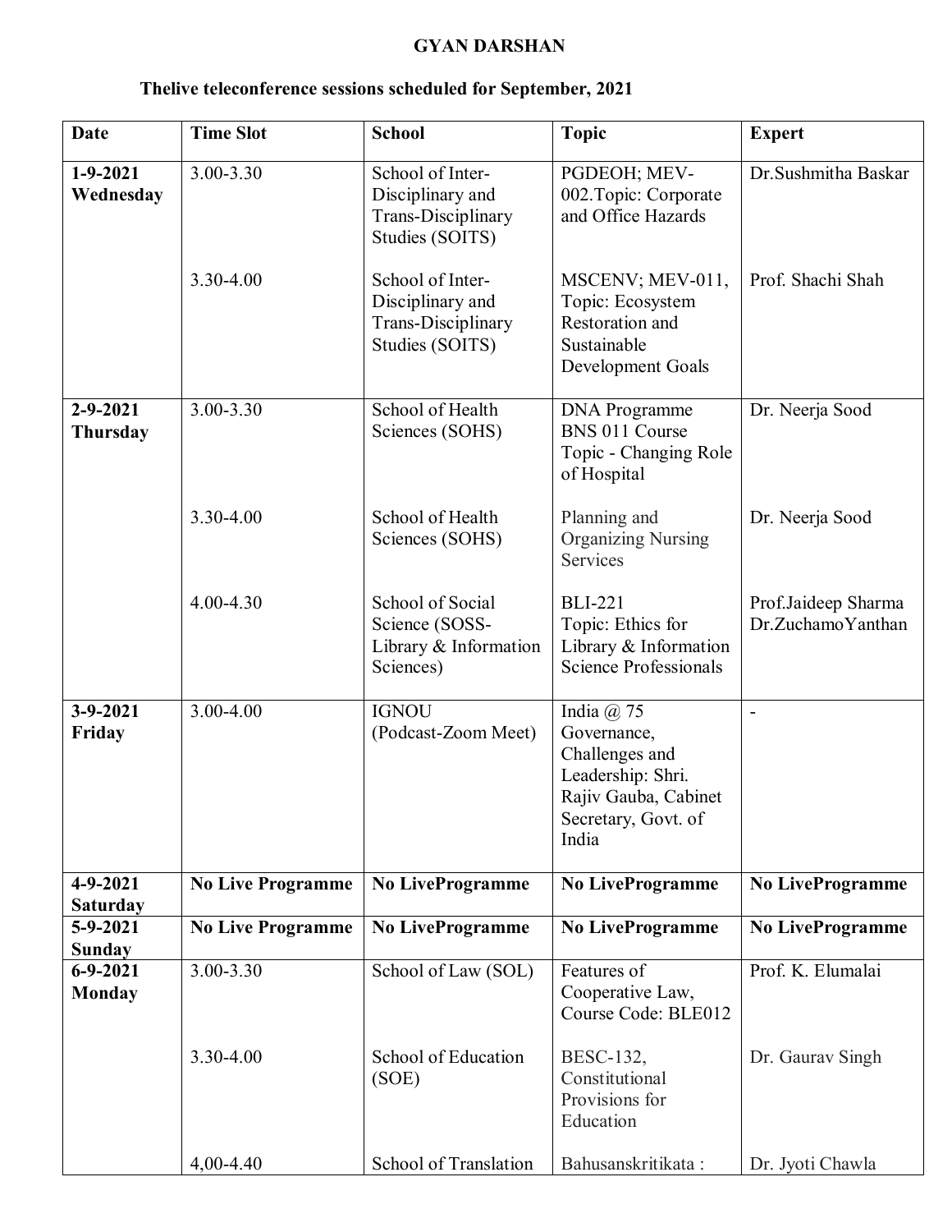**GYAN DARSHAN**

**Thelive teleconference sessions scheduled for September, 2021**

| **Date** | **Time Slot** | **School** | **Topic** | **Expert** |
|---|---|---|---|---|
| **1-9-2021 Wednesday** | 3.00-3.30 | School of Inter-Disciplinary and Trans-Disciplinary Studies (SOITS) | PGDEOH; MEV-002.Topic: Corporate and Office Hazards | Dr.Sushmitha Baskar |
| | 3.30-4.00 | School of Inter-Disciplinary and Trans-Disciplinary Studies (SOITS) | MSCENV; MEV-011, Topic: Ecosystem Restoration and Sustainable Development Goals | Prof. Shachi Shah |
| **2-9-2021 Thursday** | 3.00-3.30 | School of Health Sciences (SOHS) | DNA Programme BNS 011 Course Topic - Changing Role of Hospital | Dr. Neerja Sood |
| | 3.30-4.00 | School of Health Sciences (SOHS) | Planning and Organizing Nursing Services | Dr. Neerja Sood |
| | 4.00-4.30 | School of Social Science (SOSS-Library & Information Sciences) | BLI-221 Topic: Ethics for Library & Information Science Professionals | Prof.Jaideep Sharma Dr.ZuchamoYanthan |
| **3-9-2021 Friday** | 3.00-4.00 | IGNOU (Podcast-Zoom Meet) | India @ 75 Governance, Challenges and Leadership: Shri. Rajiv Gauba, Cabinet Secretary, Govt. of India | - |
| **4-9-2021 Saturday** | **No Live Programme** | **No LiveProgramme** | **No LiveProgramme** | **No LiveProgramme** |
| **5-9-2021 Sunday** | **No Live Programme** | **No LiveProgramme** | **No LiveProgramme** | **No LiveProgramme** |
| **6-9-2021 Monday** | 3.00-3.30 | School of Law (SOL) | Features of Cooperative Law, Course Code: BLE012 | Prof. K. Elumalai |
| | 3.30-4.00 | School of Education (SOE) | BESC-132, Constitutional Provisions for Education | Dr. Gaurav Singh |
| | 4,00-4.40 | School of Translation | Bahusanskritikata : | Dr. Jyoti Chawla |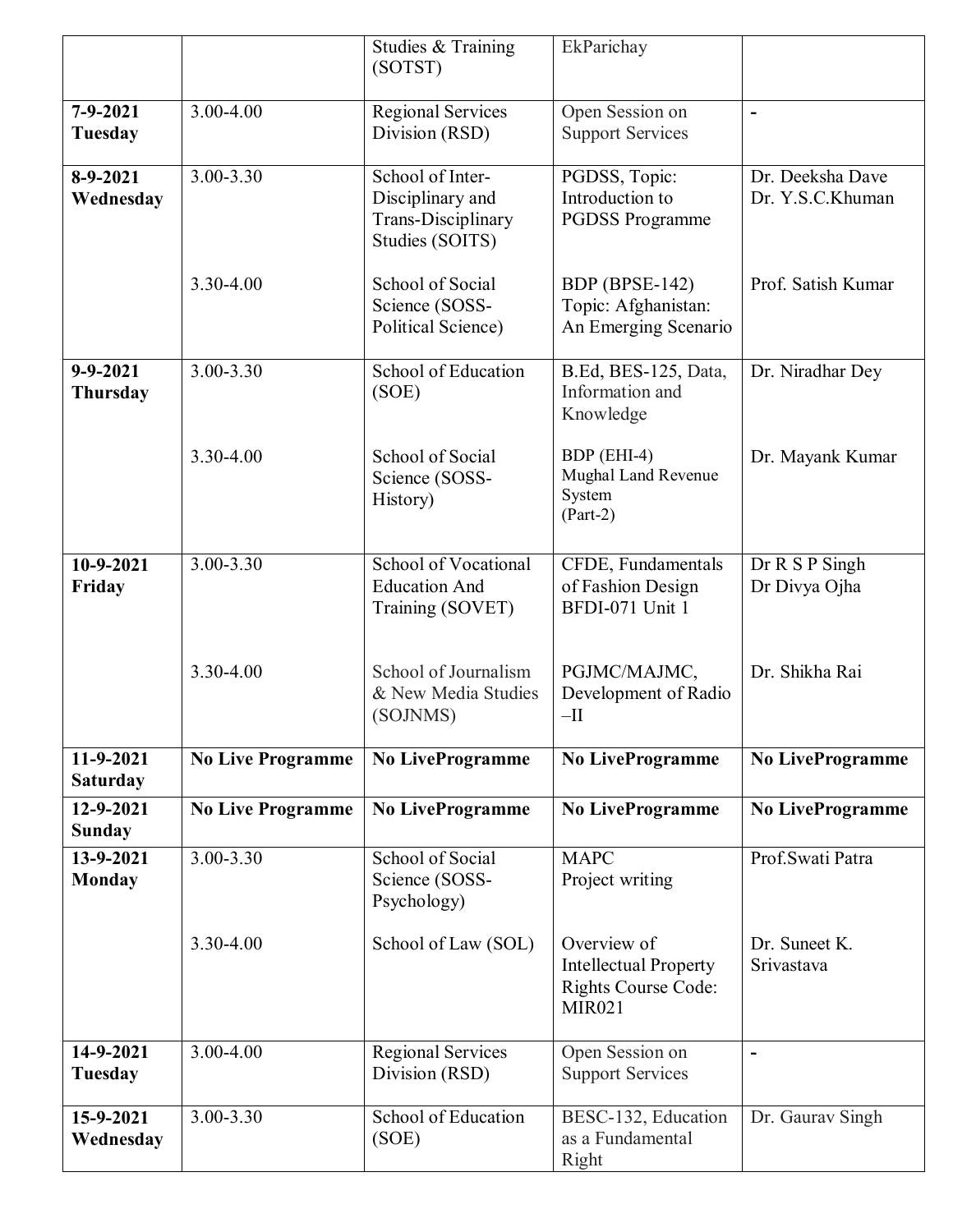| | | | | |
|---|---|---|---|---|
| | | Studies & Training (SOTST) | EkParichay | |
| **7-9-2021 Tuesday** | 3.00-4.00 | Regional Services Division (RSD) | Open Session on Support Services | **-** |
| **8-9-2021 Wednesday** | 3.00-3.30 | School of Inter-Disciplinary and Trans-Disciplinary Studies (SOITS) | PGDSS, Topic: Introduction to PGDSS Programme | Dr. Deeksha Dave Dr. Y.S.C.Khuman |
| | 3.30-4.00 | School of Social Science (SOSS-Political Science) | BDP (BPSE-142) Topic: Afghanistan: An Emerging Scenario | Prof. Satish Kumar |
| **9-9-2021 Thursday** | 3.00-3.30 | School of Education (SOE) | B.Ed, BES-125, Data, Information and Knowledge | Dr. Niradhar Dey |
| | 3.30-4.00 | School of Social Science (SOSS-History) | BDP (EHI-4) Mughal Land Revenue System (Part-2) | Dr. Mayank Kumar |
| **10-9-2021 Friday** | 3.00-3.30 | School of Vocational Education And Training (SOVET) | CFDE, Fundamentals of Fashion Design BFDI-071 Unit 1 | Dr R S P Singh Dr Divya Ojha |
| | 3.30-4.00 | School of Journalism & New Media Studies (SOJNMS) | PGJMC/MAJMC, Development of Radio –II | Dr. Shikha Rai |
| **11-9-2021 Saturday** | **No Live Programme** | **No LiveProgramme** | **No LiveProgramme** | **No LiveProgramme** |
| **12-9-2021 Sunday** | **No Live Programme** | **No LiveProgramme** | **No LiveProgramme** | **No LiveProgramme** |
| **13-9-2021 Monday** | 3.00-3.30 | School of Social Science (SOSS-Psychology) | MAPC Project writing | Prof.Swati Patra |
| | 3.30-4.00 | School of Law (SOL) | Overview of Intellectual Property Rights Course Code: MIR021 | Dr. Suneet K. Srivastava |
| **14-9-2021 Tuesday** | 3.00-4.00 | Regional Services Division (RSD) | Open Session on Support Services | **-** |
| **15-9-2021 Wednesday** | 3.00-3.30 | School of Education (SOE) | BESC-132, Education as a Fundamental Right | Dr. Gaurav Singh |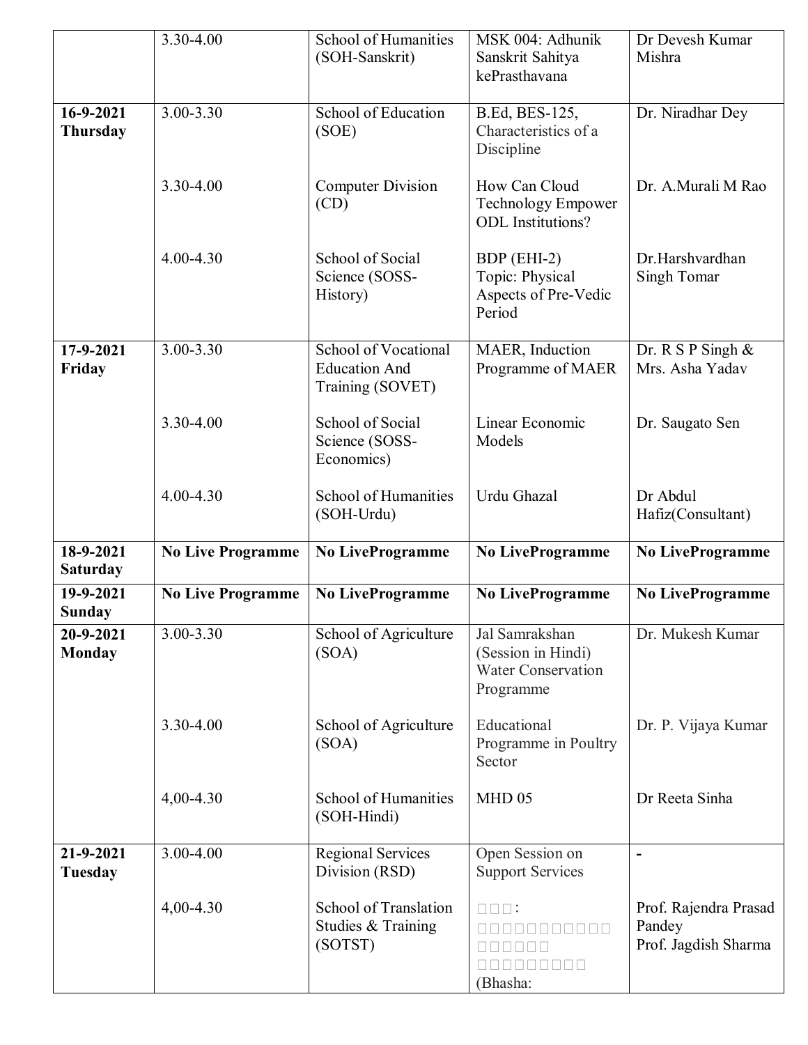| | 3.30-4.00 | School of Humanities (SOH-Sanskrit) | MSK 004: Adhunik Sanskrit Sahitya kePrasthavana | Dr Devesh Kumar Mishra |
|---|---|---|---|---|
| **16-9-2021 Thursday** | 3.00-3.30 | School of Education (SOE) | B.Ed, BES-125, Characteristics of a Discipline | Dr. Niradhar Dey |
| | 3.30-4.00 | Computer Division (CD) | How Can Cloud Technology Empower ODL Institutions? | Dr. A.Murali M Rao |
| | 4.00-4.30 | School of Social Science (SOSS-History) | BDP (EHI-2) Topic: Physical Aspects of Pre-Vedic Period | Dr.Harshvardhan Singh Tomar |
| **17-9-2021 Friday** | 3.00-3.30 | School of Vocational Education And Training (SOVET) | MAER, Induction Programme of MAER | Dr. R S P Singh & Mrs. Asha Yadav |
| | 3.30-4.00 | School of Social Science (SOSS-Economics) | Linear Economic Models | Dr. Saugato Sen |
| | 4.00-4.30 | School of Humanities (SOH-Urdu) | Urdu Ghazal | Dr Abdul Hafiz(Consultant) |
| **18-9-2021 Saturday** | **No Live Programme** | **No LiveProgramme** | **No LiveProgramme** | **No LiveProgramme** |
| **19-9-2021 Sunday** | **No Live Programme** | **No LiveProgramme** | **No LiveProgramme** | **No LiveProgramme** |
| **20-9-2021 Monday** | 3.00-3.30 | School of Agriculture (SOA) | Jal Samrakshan (Session in Hindi) Water Conservation Programme | Dr. Mukesh Kumar |
| | 3.30-4.00 | School of Agriculture (SOA) | Educational Programme in Poultry Sector | Dr. P. Vijaya Kumar |
| | 4,00-4.30 | School of Humanities (SOH-Hindi) | MHD 05 | Dr Reeta Sinha |
| **21-9-2021 Tuesday** | 3.00-4.00 | Regional Services Division (RSD) | Open Session on Support Services | **-** |
| | 4,00-4.30 | School of Translation Studies & Training (SOTST) | □□□: □□□□□□□□□□□ □□□□□□ □□□□□□□□□ (Bhasha: | Prof. Rajendra Prasad Pandey Prof. Jagdish Sharma |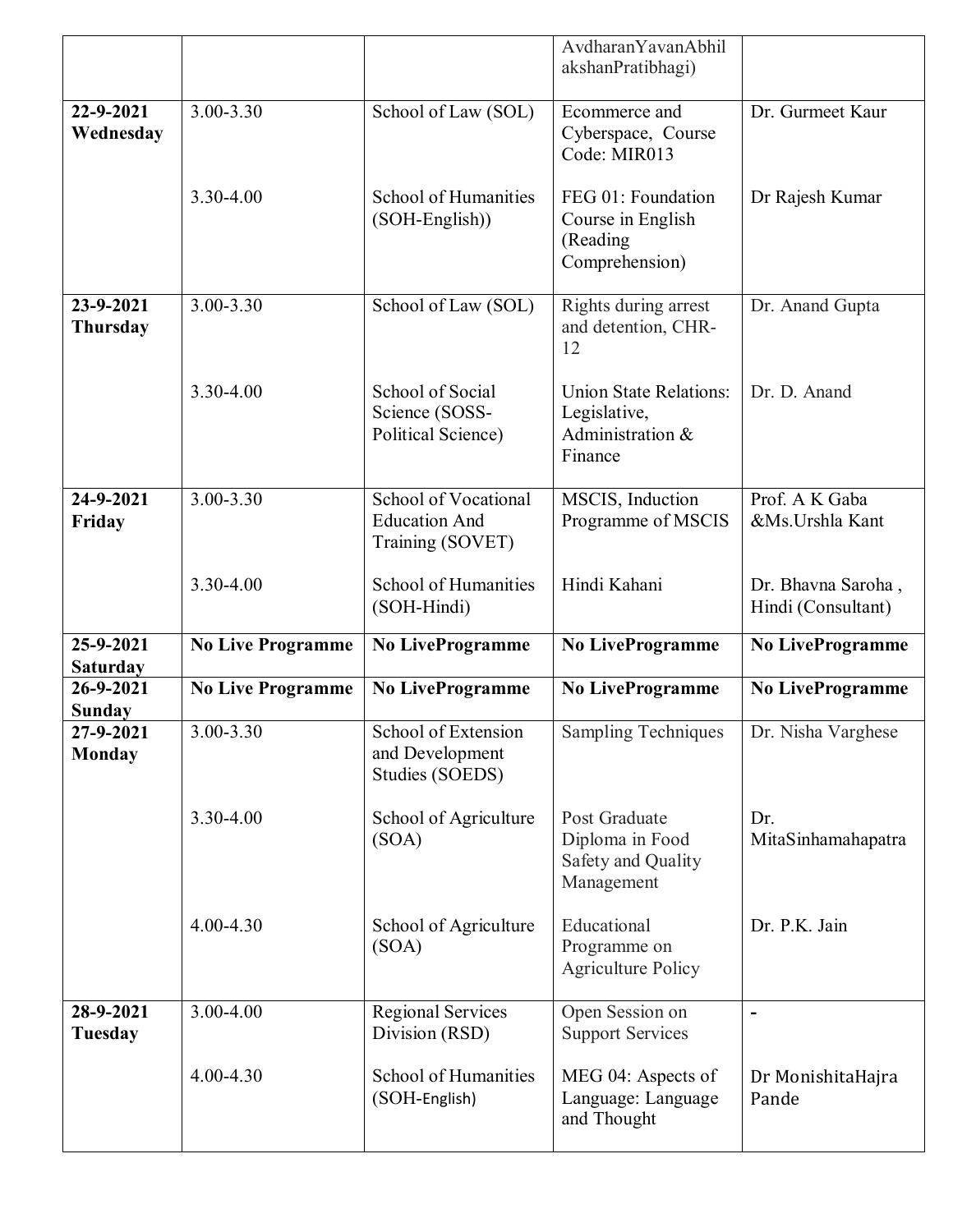| | | | | |
|---|---|---|---|---|
| | | | AvdharanYavanAbhilakshanPratibhagi) | |
| **22-9-2021 Wednesday** | 3.00-3.30 | School of Law (SOL) | Ecommerce and Cyberspace, Course Code: MIR013 | Dr. Gurmeet Kaur |
| | 3.30-4.00 | School of Humanities (SOH-English)) | FEG 01: Foundation Course in English (Reading Comprehension) | Dr Rajesh Kumar |
| **23-9-2021 Thursday** | 3.00-3.30 | School of Law (SOL) | Rights during arrest and detention, CHR-12 | Dr. Anand Gupta |
| | 3.30-4.00 | School of Social Science (SOSS-Political Science) | Union State Relations: Legislative, Administration & Finance | Dr. D. Anand |
| **24-9-2021 Friday** | 3.00-3.30 | School of Vocational Education And Training (SOVET) | MSCIS, Induction Programme of MSCIS | Prof. A K Gaba &Ms.Urshla Kant |
| | 3.30-4.00 | School of Humanities (SOH-Hindi) | Hindi Kahani | Dr. Bhavna Saroha , Hindi (Consultant) |
| **25-9-2021 Saturday** | **No Live Programme** | **No LiveProgramme** | **No LiveProgramme** | **No LiveProgramme** |
| **26-9-2021 Sunday** | **No Live Programme** | **No LiveProgramme** | **No LiveProgramme** | **No LiveProgramme** |
| **27-9-2021 Monday** | 3.00-3.30 | School of Extension and Development Studies (SOEDS) | Sampling Techniques | Dr. Nisha Varghese |
| | 3.30-4.00 | School of Agriculture (SOA) | Post Graduate Diploma in Food Safety and Quality Management | Dr. MitaSinhamahapatra |
| | 4.00-4.30 | School of Agriculture (SOA) | Educational Programme on Agriculture Policy | Dr. P.K. Jain |
| **28-9-2021 Tuesday** | 3.00-4.00 | Regional Services Division (RSD) | Open Session on Support Services | - |
| | 4.00-4.30 | School of Humanities (SOH-English) | MEG 04: Aspects of Language: Language and Thought | Dr MonishitaHajra Pande |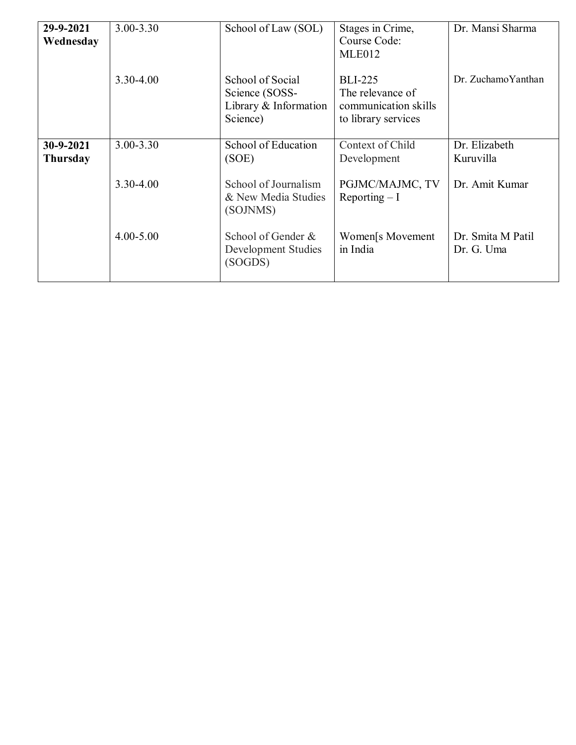| | | | | |
|---|---|---|---|---|
| **29-9-2021 Wednesday** | 3.00-3.30 | School of Law (SOL) | Stages in Crime, Course Code: MLE012 | Dr. Mansi Sharma |
| | 3.30-4.00 | School of Social Science (SOSS-Library & Information Science) | BLI-225 The relevance of communication skills to library services | Dr. ZuchamoYanthan |
| **30-9-2021 Thursday** | 3.00-3.30 | School of Education (SOE) | Context of Child Development | Dr. Elizabeth Kuruvilla |
| | 3.30-4.00 | School of Journalism & New Media Studies (SOJNMS) | PGJMC/MAJMC, TV Reporting – I | Dr. Amit Kumar |
| | 4.00-5.00 | School of Gender & Development Studies (SOGDS) | Women[s Movement in India | Dr. Smita M Patil<br>Dr. G. Uma |